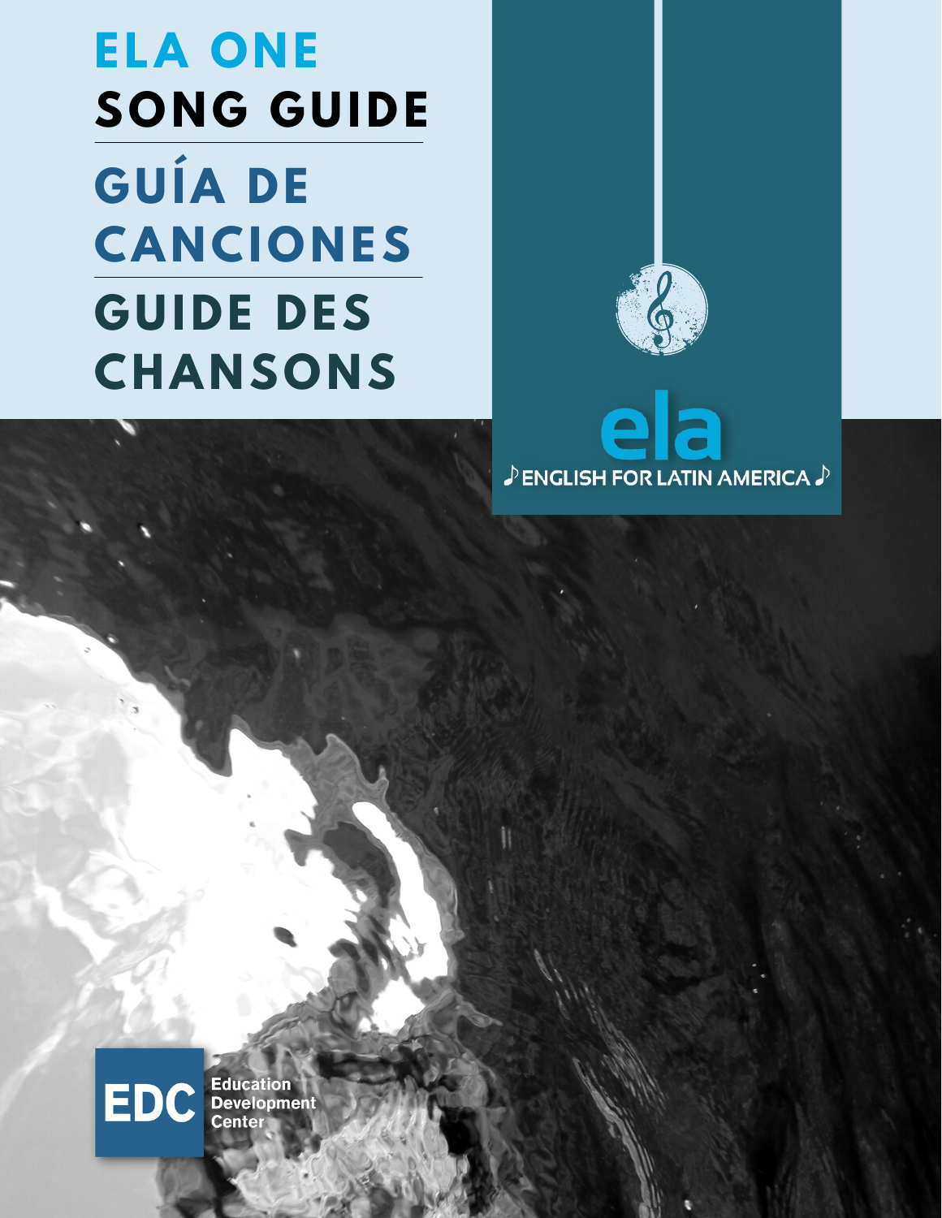# ELA ONE SONG GUIDE

# GUÍA DE CANCIONES

# GUIDE DES CHANSONS

ela

♪ ENGLISH FOR LATIN AMERICA ♪

EDC Education Development Center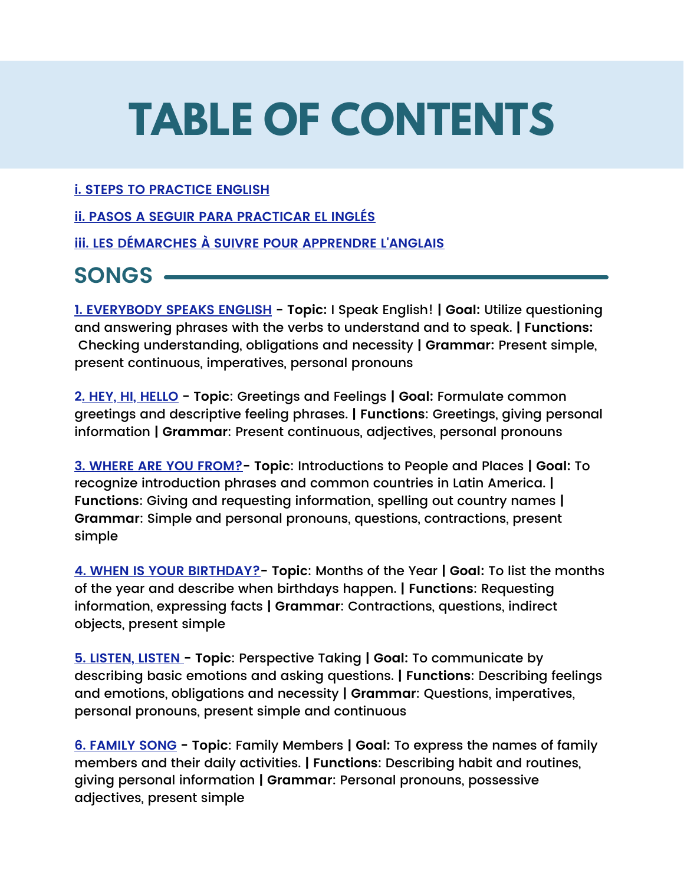# TABLE OF CONTENTS

i. STEPS TO PRACTICE ENGLISH

ii. PASOS A SEGUIR PARA PRACTICAR EL INGLÉS

iii. LES DÉMARCHES À SUIVRE POUR APPRENDRE L'ANGLAIS

## SONGS

1. EVERYBODY SPEAKS ENGLISH - **Topic:** I Speak English! **| Goal:** Utilize questioning and answering phrases with the verbs to understand and to speak. **| Functions:** Checking understanding, obligations and necessity **| Grammar:** Present simple, present continuous, imperatives, personal pronouns

2. HEY, HI, HELLO - **Topic**: Greetings and Feelings **| Goal:** Formulate common greetings and descriptive feeling phrases. **| Functions**: Greetings, giving personal information **| Grammar**: Present continuous, adjectives, personal pronouns

3. WHERE ARE YOU FROM?- **Topic**: Introductions to People and Places **| Goal:** To recognize introduction phrases and common countries in Latin America. **| Functions**: Giving and requesting information, spelling out country names **| Grammar**: Simple and personal pronouns, questions, contractions, present simple

4. WHEN IS YOUR BIRTHDAY?- **Topic**: Months of the Year **| Goal:** To list the months of the year and describe when birthdays happen. **| Functions**: Requesting information, expressing facts **| Grammar**: Contractions, questions, indirect objects, present simple

5. LISTEN, LISTEN - **Topic**: Perspective Taking **| Goal:** To communicate by describing basic emotions and asking questions. **| Functions**: Describing feelings and emotions, obligations and necessity **| Grammar**: Questions, imperatives, personal pronouns, present simple and continuous

6. FAMILY SONG - **Topic**: Family Members **| Goal:** To express the names of family members and their daily activities. **| Functions**: Describing habit and routines, giving personal information **| Grammar**: Personal pronouns, possessive adjectives, present simple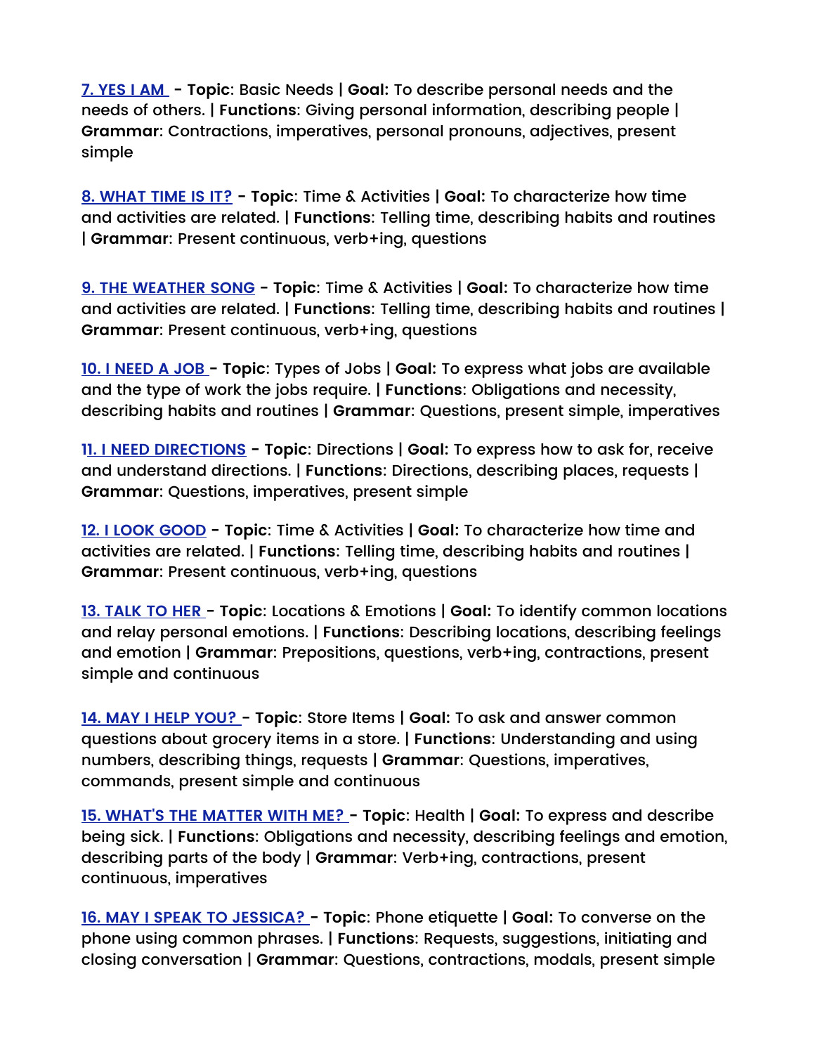**7. YES I AM** - **Topic**: Basic Needs | **Goal:** To describe personal needs and the needs of others. | **Functions**: Giving personal information, describing people | **Grammar**: Contractions, imperatives, personal pronouns, adjectives, present simple

**8. WHAT TIME IS IT?** - **Topic**: Time & Activities | **Goal:** To characterize how time and activities are related. | **Functions**: Telling time, describing habits and routines | **Grammar**: Present continuous, verb+ing, questions

**9. THE WEATHER SONG** - **Topic**: Time & Activities | **Goal:** To characterize how time and activities are related. | **Functions**: Telling time, describing habits and routines | **Grammar**: Present continuous, verb+ing, questions

**10. I NEED A JOB** - **Topic**: Types of Jobs | **Goal:** To express what jobs are available and the type of work the jobs require. | **Functions**: Obligations and necessity, describing habits and routines | **Grammar**: Questions, present simple, imperatives

**11. I NEED DIRECTIONS** - **Topic**: Directions | **Goal:** To express how to ask for, receive and understand directions. | **Functions**: Directions, describing places, requests | **Grammar**: Questions, imperatives, present simple

**12. I LOOK GOOD** - **Topic**: Time & Activities | **Goal:** To characterize how time and activities are related. | **Functions**: Telling time, describing habits and routines | **Grammar**: Present continuous, verb+ing, questions

**13. TALK TO HER** - **Topic**: Locations & Emotions | **Goal:** To identify common locations and relay personal emotions. | **Functions**: Describing locations, describing feelings and emotion | **Grammar**: Prepositions, questions, verb+ing, contractions, present simple and continuous

**14. MAY I HELP YOU?** - **Topic**: Store Items | **Goal:** To ask and answer common questions about grocery items in a store. | **Functions**: Understanding and using numbers, describing things, requests | **Grammar**: Questions, imperatives, commands, present simple and continuous

**15. WHAT'S THE MATTER WITH ME?** - **Topic**: Health | **Goal:** To express and describe being sick. | **Functions**: Obligations and necessity, describing feelings and emotion, describing parts of the body | **Grammar**: Verb+ing, contractions, present continuous, imperatives

**16. MAY I SPEAK TO JESSICA?** - **Topic**: Phone etiquette | **Goal:** To converse on the phone using common phrases. | **Functions**: Requests, suggestions, initiating and closing conversation | **Grammar**: Questions, contractions, modals, present simple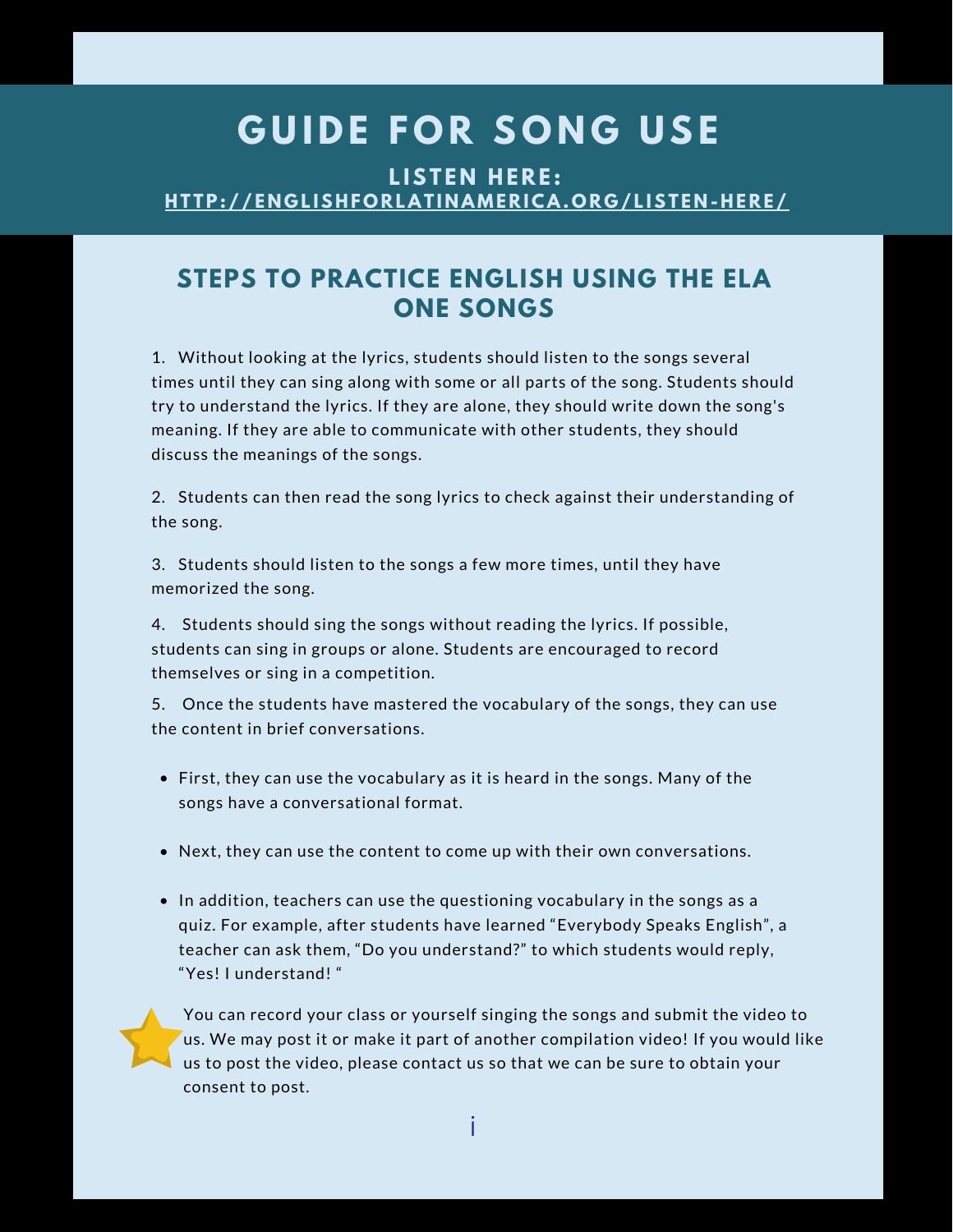# GUIDE FOR SONG USE

**LISTEN HERE:**
**HTTP://ENGLISHFORLATINAMERICA.ORG/LISTEN-HERE/**

## STEPS TO PRACTICE ENGLISH USING THE ELA ONE SONGS

1. Without looking at the lyrics, students should listen to the songs several times until they can sing along with some or all parts of the song. Students should try to understand the lyrics. If they are alone, they should write down the song's meaning. If they are able to communicate with other students, they should discuss the meanings of the songs.

2. Students can then read the song lyrics to check against their understanding of the song.

3. Students should listen to the songs a few more times, until they have memorized the song.

4. Students should sing the songs without reading the lyrics. If possible, students can sing in groups or alone. Students are encouraged to record themselves or sing in a competition.

5. Once the students have mastered the vocabulary of the songs, they can use the content in brief conversations.

- First, they can use the vocabulary as it is heard in the songs. Many of the songs have a conversational format.
- Next, they can use the content to come up with their own conversations.
- In addition, teachers can use the questioning vocabulary in the songs as a quiz. For example, after students have learned "Everybody Speaks English", a teacher can ask them, "Do you understand?" to which students would reply, "Yes! I understand! "

You can record your class or yourself singing the songs and submit the video to us. We may post it or make it part of another compilation video! If you would like us to post the video, please contact us so that we can be sure to obtain your consent to post.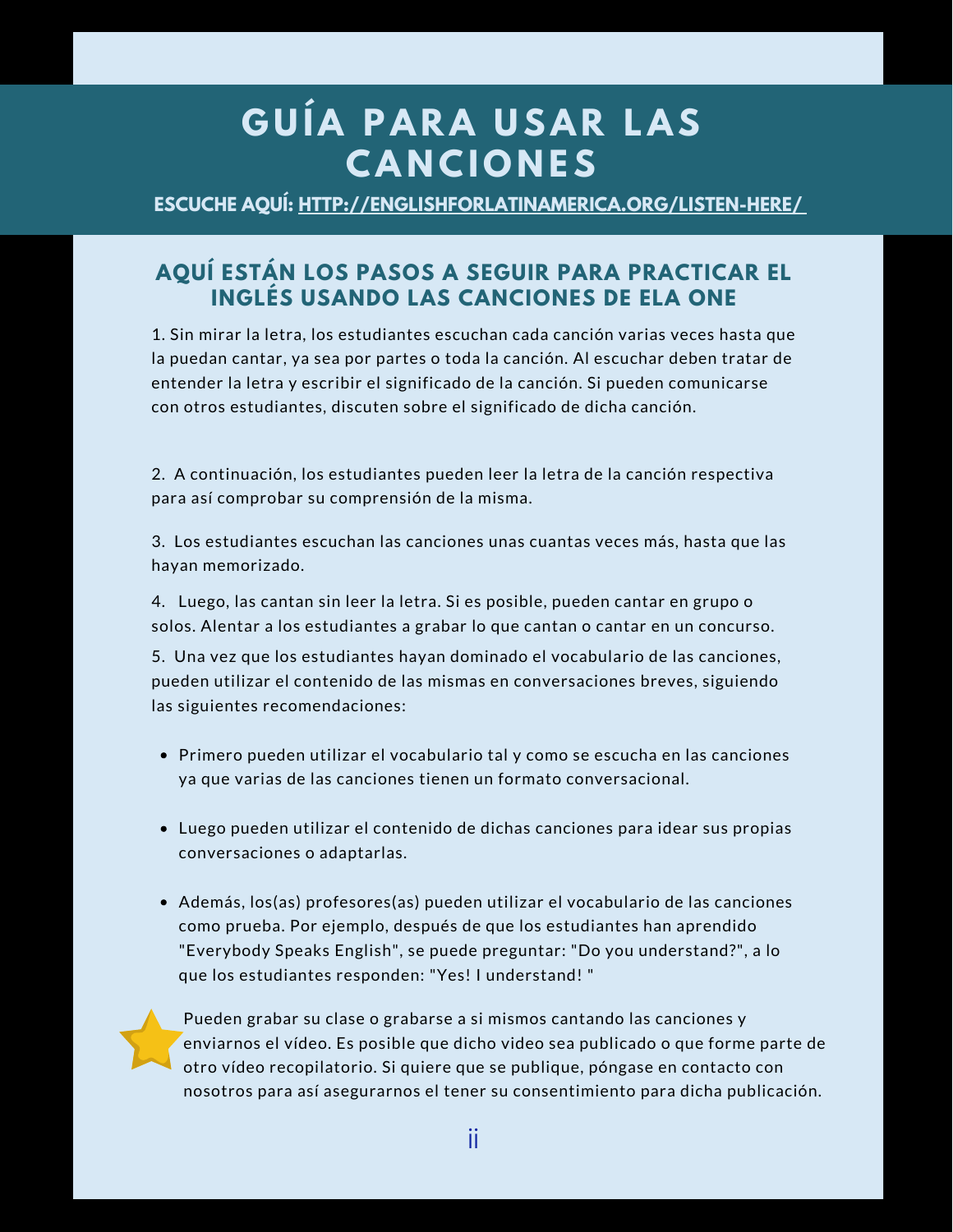# GUÍA PARA USAR LAS CANCIONES

**ESCUCHE AQUÍ: HTTP://ENGLISHFORLATINAMERICA.ORG/LISTEN-HERE/**

## AQUÍ ESTÁN LOS PASOS A SEGUIR PARA PRACTICAR EL INGLÉS USANDO LAS CANCIONES DE ELA ONE

1. Sin mirar la letra, los estudiantes escuchan cada canción varias veces hasta que la puedan cantar, ya sea por partes o toda la canción. Al escuchar deben tratar de entender la letra y escribir el significado de la canción. Si pueden comunicarse con otros estudiantes, discuten sobre el significado de dicha canción.

2. A continuación, los estudiantes pueden leer la letra de la canción respectiva para así comprobar su comprensión de la misma.

3. Los estudiantes escuchan las canciones unas cuantas veces más, hasta que las hayan memorizado.

4. Luego, las cantan sin leer la letra. Si es posible, pueden cantar en grupo o solos. Alentar a los estudiantes a grabar lo que cantan o cantar en un concurso.

5. Una vez que los estudiantes hayan dominado el vocabulario de las canciones, pueden utilizar el contenido de las mismas en conversaciones breves, siguiendo las siguientes recomendaciones:

- Primero pueden utilizar el vocabulario tal y como se escucha en las canciones ya que varias de las canciones tienen un formato conversacional.
- Luego pueden utilizar el contenido de dichas canciones para idear sus propias conversaciones o adaptarlas.
- Además, los(as) profesores(as) pueden utilizar el vocabulario de las canciones como prueba. Por ejemplo, después de que los estudiantes han aprendido "Everybody Speaks English", se puede preguntar: "Do you understand?", a lo que los estudiantes responden: "Yes! I understand! "

Pueden grabar su clase o grabarse a si mismos cantando las canciones y enviarnos el vídeo. Es posible que dicho video sea publicado o que forme parte de otro vídeo recopilatorio. Si quiere que se publique, póngase en contacto con nosotros para así asegurarnos el tener su consentimiento para dicha publicación.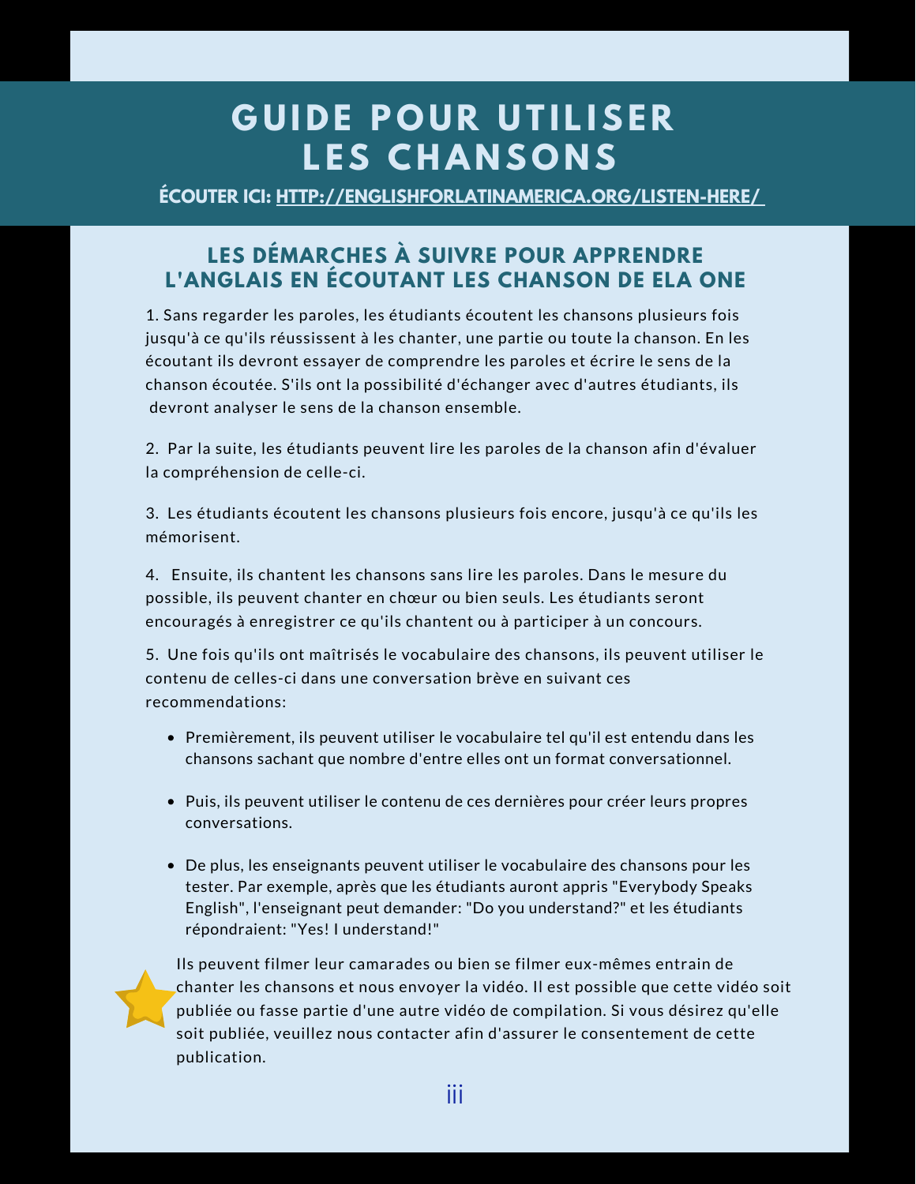# GUIDE POUR UTILISER LES CHANSONS

**ÉCOUTER ICI: [HTTP://ENGLISHFORLATINAMERICA.ORG/LISTEN-HERE/](http://englishforlatinamerica.org/listen-here/)**

## LES DÉMARCHES À SUIVRE POUR APPRENDRE L'ANGLAIS EN ÉCOUTANT LES CHANSON DE ELA ONE

1. Sans regarder les paroles, les étudiants écoutent les chansons plusieurs fois jusqu'à ce qu'ils réussissent à les chanter, une partie ou toute la chanson. En les écoutant ils devront essayer de comprendre les paroles et écrire le sens de la chanson écoutée. S'ils ont la possibilité d'échanger avec d'autres étudiants, ils devront analyser le sens de la chanson ensemble.

2. Par la suite, les étudiants peuvent lire les paroles de la chanson afin d'évaluer la compréhension de celle-ci.

3. Les étudiants écoutent les chansons plusieurs fois encore, jusqu'à ce qu'ils les mémorisent.

4. Ensuite, ils chantent les chansons sans lire les paroles. Dans le mesure du possible, ils peuvent chanter en chœur ou bien seuls. Les étudiants seront encouragés à enregistrer ce qu'ils chantent ou à participer à un concours.

5. Une fois qu'ils ont maîtrisés le vocabulaire des chansons, ils peuvent utiliser le contenu de celles-ci dans une conversation brève en suivant ces recommendations:

- Premièrement, ils peuvent utiliser le vocabulaire tel qu'il est entendu dans les chansons sachant que nombre d'entre elles ont un format conversationnel.
- Puis, ils peuvent utiliser le contenu de ces dernières pour créer leurs propres conversations.
- De plus, les enseignants peuvent utiliser le vocabulaire des chansons pour les tester. Par exemple, après que les étudiants auront appris "Everybody Speaks English", l'enseignant peut demander: "Do you understand?" et les étudiants répondraient: "Yes! I understand!"

Ils peuvent filmer leur camarades ou bien se filmer eux-mêmes entrain de chanter les chansons et nous envoyer la vidéo. Il est possible que cette vidéo soit publiée ou fasse partie d'une autre vidéo de compilation. Si vous désirez qu'elle soit publiée, veuillez nous contacter afin d'assurer le consentement de cette publication.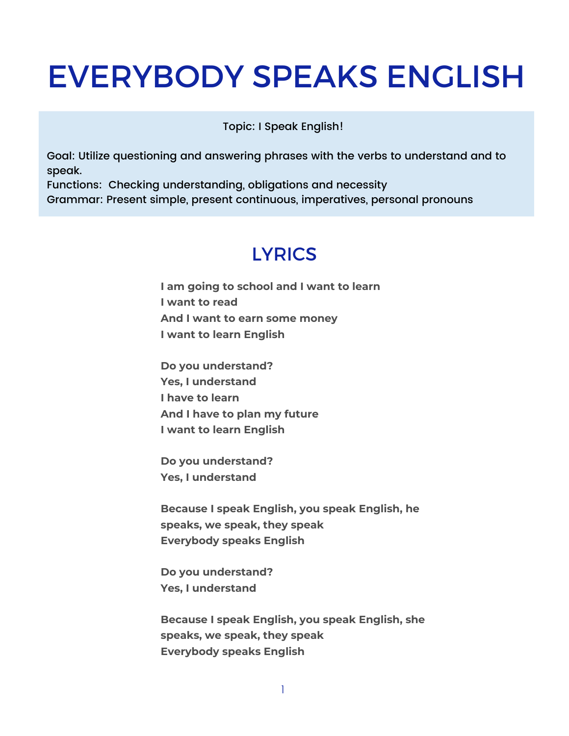# EVERYBODY SPEAKS ENGLISH

Topic: I Speak English!

Goal: Utilize questioning and answering phrases with the verbs to understand and to speak.
Functions: Checking understanding, obligations and necessity
Grammar: Present simple, present continuous, imperatives, personal pronouns

## LYRICS

**I am going to school and I want to learn**
**I want to read**
**And I want to earn some money**
**I want to learn English**

**Do you understand?**
**Yes, I understand**
**I have to learn**
**And I have to plan my future**
**I want to learn English**

**Do you understand?**
**Yes, I understand**

**Because I speak English, you speak English, he speaks, we speak, they speak**
**Everybody speaks English**

**Do you understand?**
**Yes, I understand**

**Because I speak English, you speak English, she speaks, we speak, they speak**
**Everybody speaks English**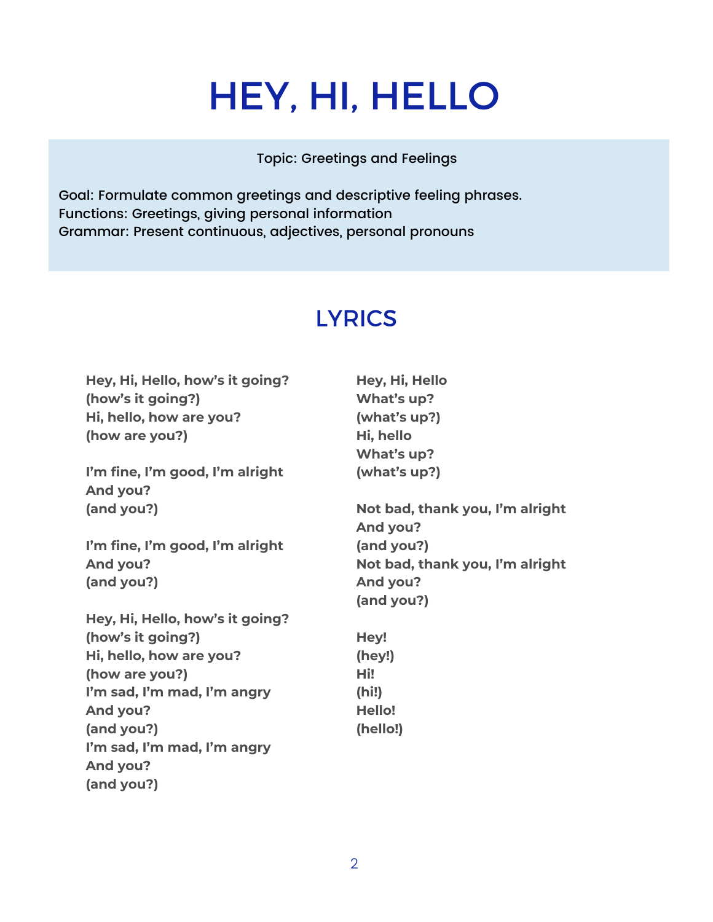# HEY, HI, HELLO

Topic: Greetings and Feelings

Goal: Formulate common greetings and descriptive feeling phrases.
Functions: Greetings, giving personal information
Grammar: Present continuous, adjectives, personal pronouns

## LYRICS

**Hey, Hi, Hello, how's it going?**
**(how's it going?)**
**Hi, hello, how are you?**
**(how are you?)**

**I'm fine, I'm good, I'm alright**
**And you?**
**(and you?)**

**I'm fine, I'm good, I'm alright**
**And you?**
**(and you?)**

**Hey, Hi, Hello, how's it going?**
**(how's it going?)**
**Hi, hello, how are you?**
**(how are you?)**
**I'm sad, I'm mad, I'm angry**
**And you?**
**(and you?)**
**I'm sad, I'm mad, I'm angry**
**And you?**
**(and you?)**

**Hey, Hi, Hello**
**What's up?**
**(what's up?)**
**Hi, hello**
**What's up?**
**(what's up?)**

**Not bad, thank you, I'm alright**
**And you?**
**(and you?)**
**Not bad, thank you, I'm alright**
**And you?**
**(and you?)**

**Hey!**
**(hey!)**
**Hi!**
**(hi!)**
**Hello!**
**(hello!)**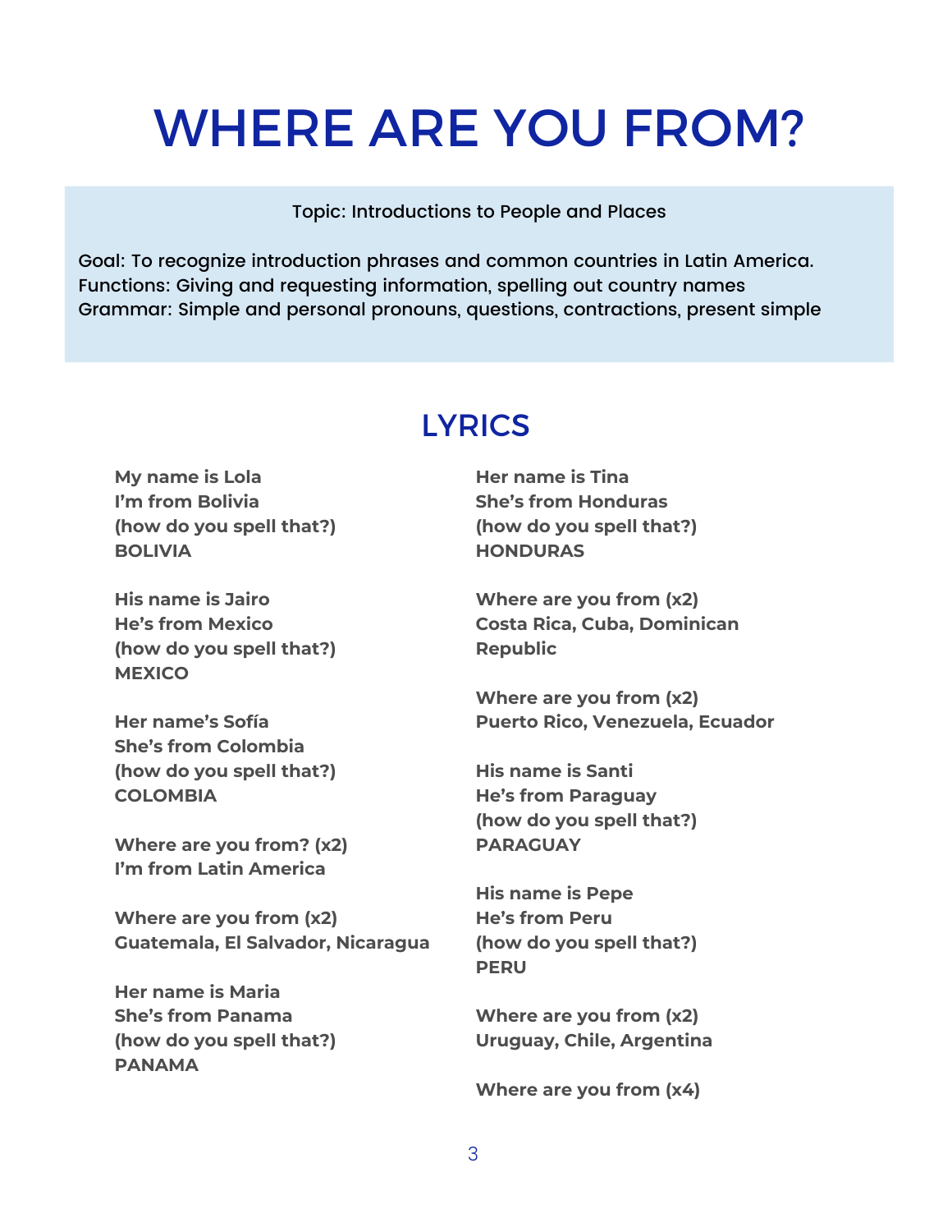# WHERE ARE YOU FROM?

Topic: Introductions to People and Places

Goal: To recognize introduction phrases and common countries in Latin America.
Functions: Giving and requesting information, spelling out country names
Grammar: Simple and personal pronouns, questions, contractions, present simple

## LYRICS

**My name is Lola**
**I'm from Bolivia**
**(how do you spell that?)**
**BOLIVIA**

**His name is Jairo**
**He's from Mexico**
**(how do you spell that?)**
**MEXICO**

**Her name's Sofía**
**She's from Colombia**
**(how do you spell that?)**
**COLOMBIA**

**Where are you from? (x2)**
**I'm from Latin America**

**Where are you from (x2)**
**Guatemala, El Salvador, Nicaragua**

**Her name is Maria**
**She's from Panama**
**(how do you spell that?)**
**PANAMA**

**Her name is Tina**
**She's from Honduras**
**(how do you spell that?)**
**HONDURAS**

**Where are you from (x2)**
**Costa Rica, Cuba, Dominican Republic**

**Where are you from (x2)**
**Puerto Rico, Venezuela, Ecuador**

**His name is Santi**
**He's from Paraguay**
**(how do you spell that?)**
**PARAGUAY**

**His name is Pepe**
**He's from Peru**
**(how do you spell that?)**
**PERU**

**Where are you from (x2)**
**Uruguay, Chile, Argentina**

**Where are you from (x4)**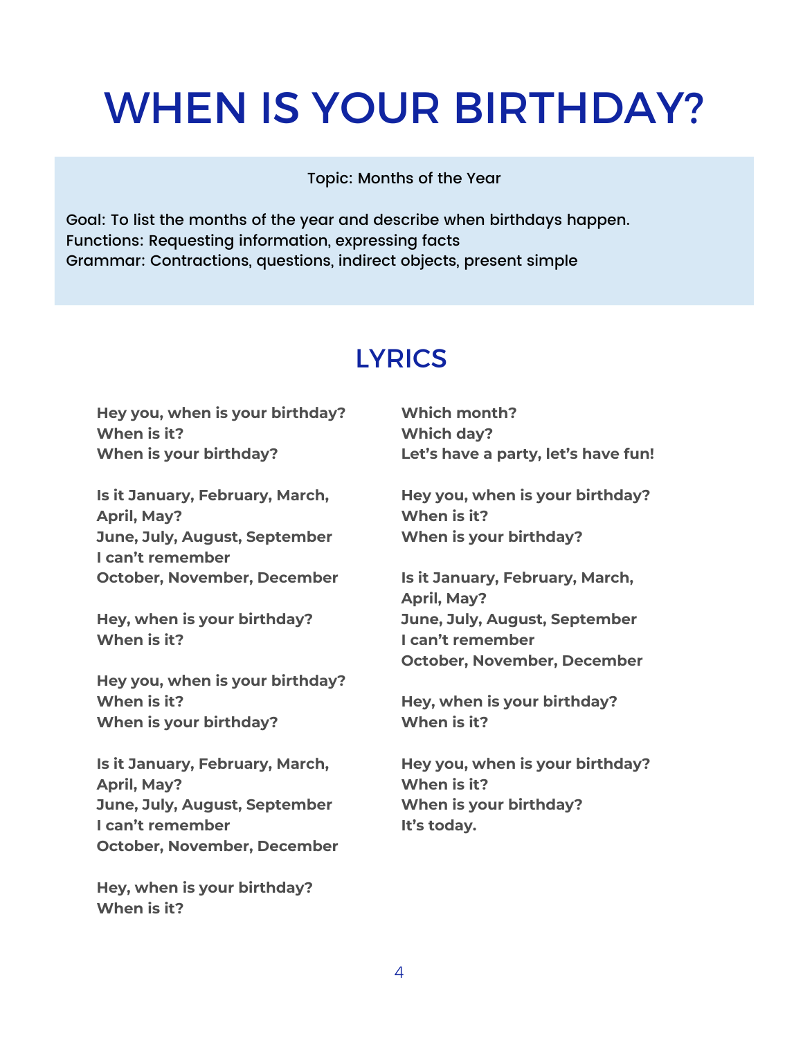# WHEN IS YOUR BIRTHDAY?

Topic: Months of the Year

Goal: To list the months of the year and describe when birthdays happen.
Functions: Requesting information, expressing facts
Grammar: Contractions, questions, indirect objects, present simple

## LYRICS

**Hey you, when is your birthday?**
**When is it?**
**When is your birthday?**

**Is it January, February, March, April, May?**
**June, July, August, September**
**I can't remember**
**October, November, December**

**Hey, when is your birthday?**
**When is it?**

**Hey you, when is your birthday?**
**When is it?**
**When is your birthday?**

**Is it January, February, March, April, May?**
**June, July, August, September**
**I can't remember**
**October, November, December**

**Hey, when is your birthday?**
**When is it?**

**Which month?**
**Which day?**
**Let's have a party, let's have fun!**

**Hey you, when is your birthday?**
**When is it?**
**When is your birthday?**

**Is it January, February, March, April, May?**
**June, July, August, September**
**I can't remember**
**October, November, December**

**Hey, when is your birthday?**
**When is it?**

**Hey you, when is your birthday?**
**When is it?**
**When is your birthday?**
**It's today.**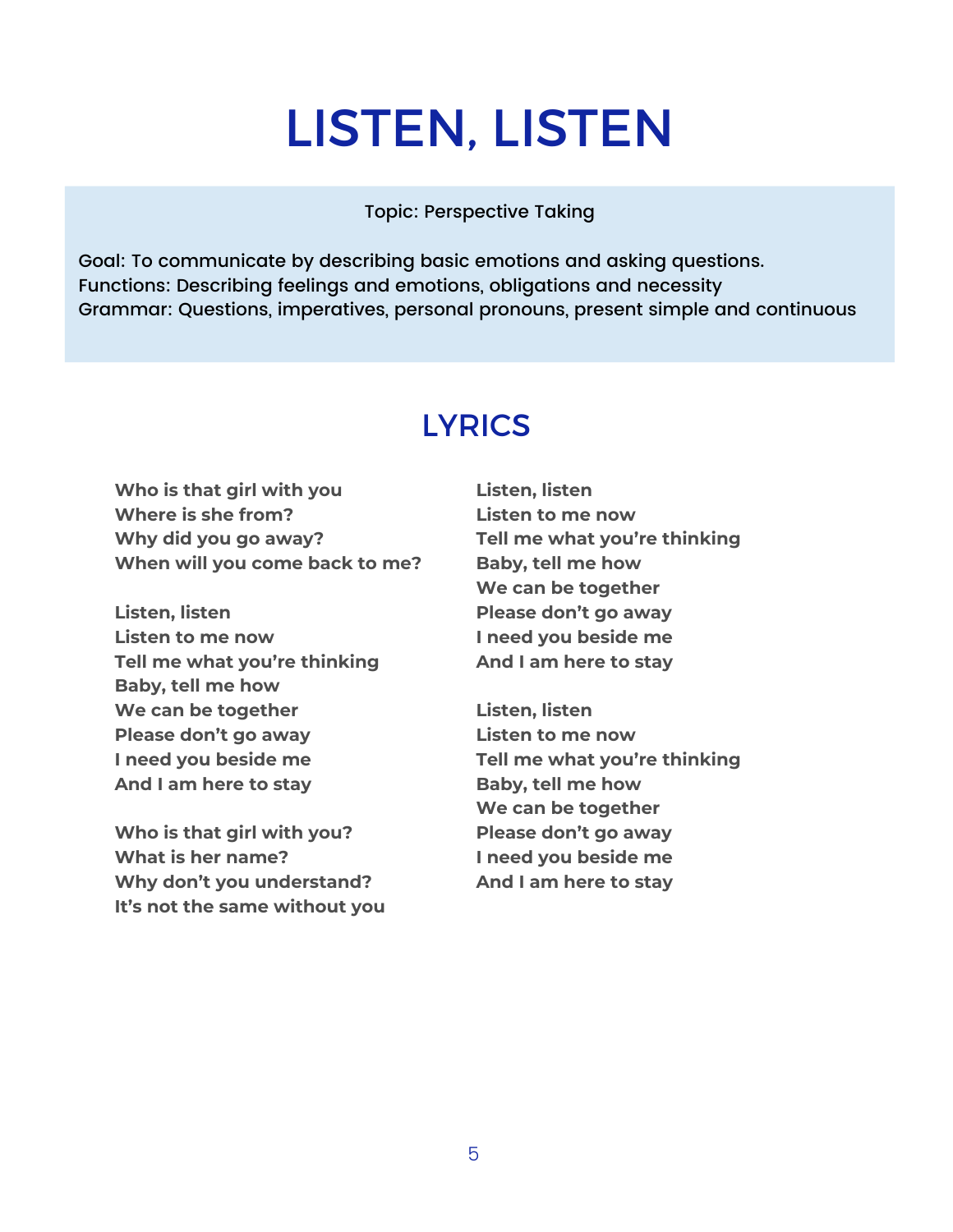# LISTEN, LISTEN

Topic: Perspective Taking

Goal: To communicate by describing basic emotions and asking questions.
Functions: Describing feelings and emotions, obligations and necessity
Grammar: Questions, imperatives, personal pronouns, present simple and continuous

## LYRICS

**Who is that girl with you**
**Where is she from?**
**Why did you go away?**
**When will you come back to me?**

**Listen, listen**
**Listen to me now**
**Tell me what you're thinking**
**Baby, tell me how**
**We can be together**
**Please don't go away**
**I need you beside me**
**And I am here to stay**

**Who is that girl with you?**
**What is her name?**
**Why don't you understand?**
**It's not the same without you**

**Listen, listen**
**Listen to me now**
**Tell me what you're thinking**
**Baby, tell me how**
**We can be together**
**Please don't go away**
**I need you beside me**
**And I am here to stay**

**Listen, listen**
**Listen to me now**
**Tell me what you're thinking**
**Baby, tell me how**
**We can be together**
**Please don't go away**
**I need you beside me**
**And I am here to stay**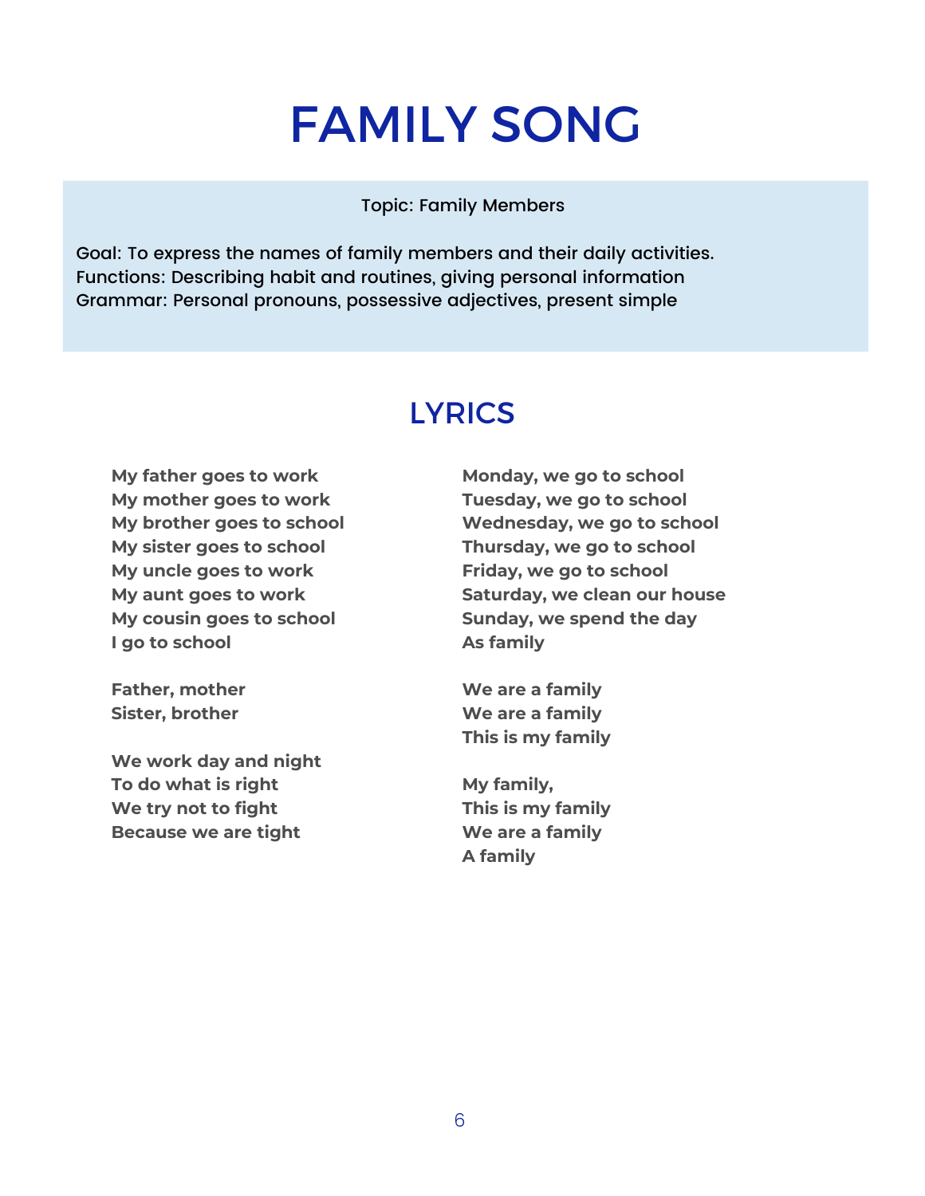# FAMILY SONG

Topic: Family Members

Goal: To express the names of family members and their daily activities.
Functions: Describing habit and routines, giving personal information
Grammar: Personal pronouns, possessive adjectives, present simple

## LYRICS

**My father goes to work**
**My mother goes to work**
**My brother goes to school**
**My sister goes to school**
**My uncle goes to work**
**My aunt goes to work**
**My cousin goes to school**
**I go to school**

**Father, mother**
**Sister, brother**

**We work day and night**
**To do what is right**
**We try not to fight**
**Because we are tight**

**Monday, we go to school**
**Tuesday, we go to school**
**Wednesday, we go to school**
**Thursday, we go to school**
**Friday, we go to school**
**Saturday, we clean our house**
**Sunday, we spend the day**
**As family**

**We are a family**
**We are a family**
**This is my family**

**My family,**
**This is my family**
**We are a family**
**A family**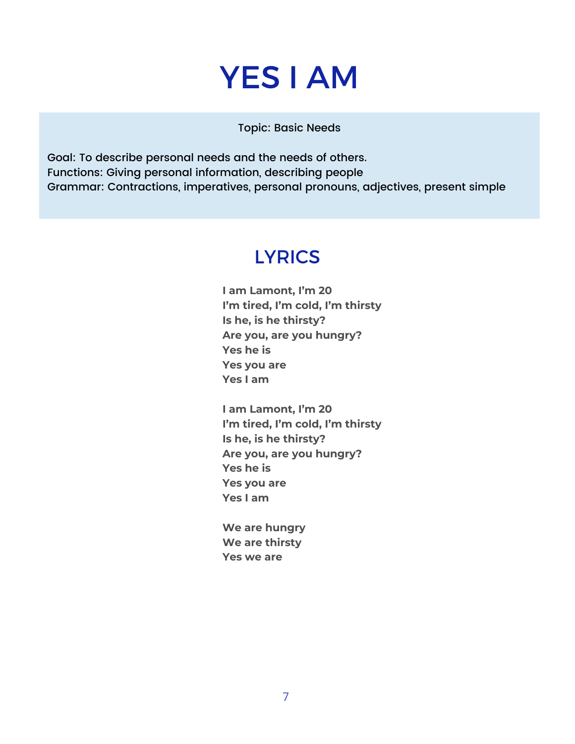# YES I AM

Topic: Basic Needs

Goal: To describe personal needs and the needs of others.
Functions: Giving personal information, describing people
Grammar: Contractions, imperatives, personal pronouns, adjectives, present simple

## LYRICS

**I am Lamont, I'm 20**
**I'm tired, I'm cold, I'm thirsty**
**Is he, is he thirsty?**
**Are you, are you hungry?**
**Yes he is**
**Yes you are**
**Yes I am**

**I am Lamont, I'm 20**
**I'm tired, I'm cold, I'm thirsty**
**Is he, is he thirsty?**
**Are you, are you hungry?**
**Yes he is**
**Yes you are**
**Yes I am**

**We are hungry**
**We are thirsty**
**Yes we are**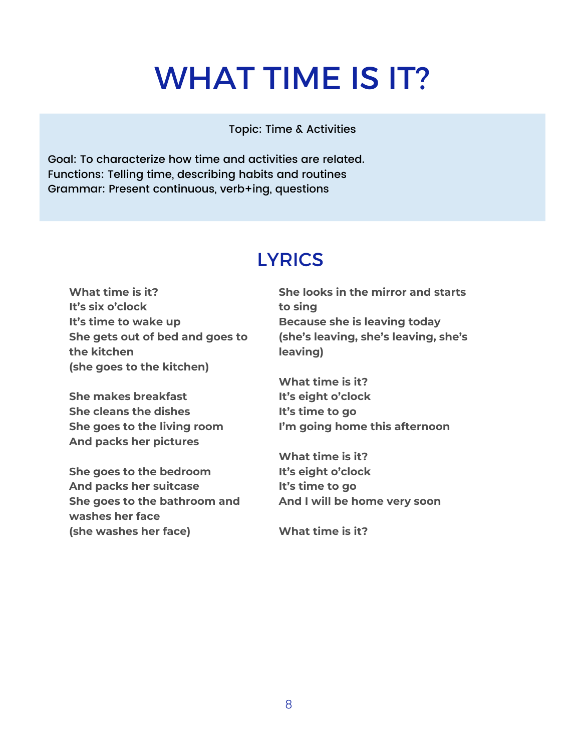# WHAT TIME IS IT?

Topic: Time & Activities

Goal: To characterize how time and activities are related.
Functions: Telling time, describing habits and routines
Grammar: Present continuous, verb+ing, questions

## LYRICS

**What time is it?**
**It's six o'clock**
**It's time to wake up**
**She gets out of bed and goes to the kitchen**
**(she goes to the kitchen)**

**She makes breakfast**
**She cleans the dishes**
**She goes to the living room**
**And packs her pictures**

**She goes to the bedroom**
**And packs her suitcase**
**She goes to the bathroom and washes her face**
**(she washes her face)**

**She looks in the mirror and starts to sing**
**Because she is leaving today**
**(she's leaving, she's leaving, she's leaving)**

**What time is it?**
**It's eight o'clock**
**It's time to go**
**I'm going home this afternoon**

**What time is it?**
**It's eight o'clock**
**It's time to go**
**And I will be home very soon**

**What time is it?**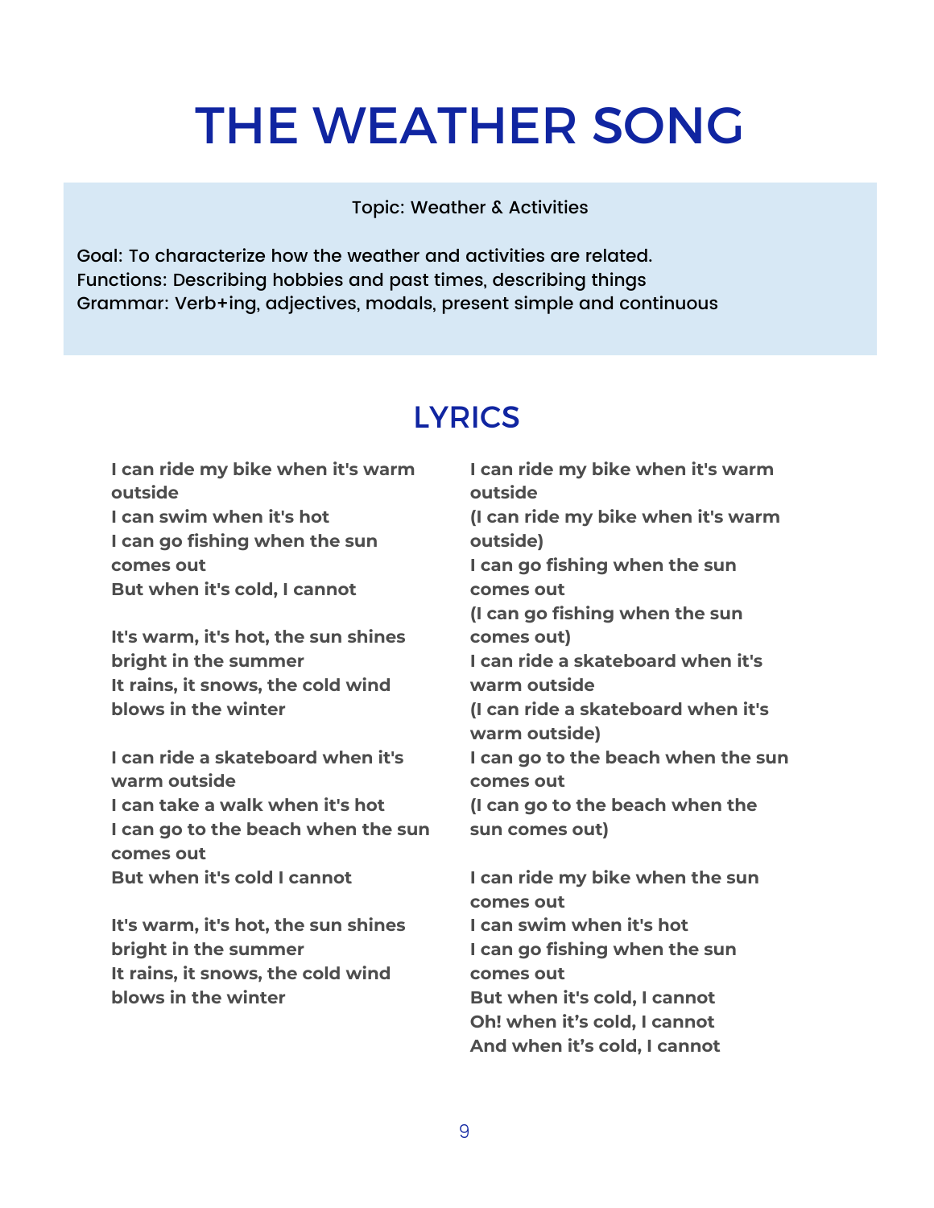# THE WEATHER SONG

Topic: Weather & Activities

Goal: To characterize how the weather and activities are related.
Functions: Describing hobbies and past times, describing things
Grammar: Verb+ing, adjectives, modals, present simple and continuous

## LYRICS

**I can ride my bike when it's warm outside**
**I can swim when it's hot**
**I can go fishing when the sun comes out**
**But when it's cold, I cannot**

**It's warm, it's hot, the sun shines bright in the summer**
**It rains, it snows, the cold wind blows in the winter**

**I can ride a skateboard when it's warm outside**
**I can take a walk when it's hot**
**I can go to the beach when the sun comes out**
**But when it's cold I cannot**

**It's warm, it's hot, the sun shines bright in the summer**
**It rains, it snows, the cold wind blows in the winter**

**I can ride my bike when it's warm outside**
**(I can ride my bike when it's warm outside)**
**I can go fishing when the sun comes out**
**(I can go fishing when the sun comes out)**
**I can ride a skateboard when it's warm outside**
**(I can ride a skateboard when it's warm outside)**
**I can go to the beach when the sun comes out**
**(I can go to the beach when the sun comes out)**

**I can ride my bike when the sun comes out**
**I can swim when it's hot**
**I can go fishing when the sun comes out**
**But when it's cold, I cannot**
**Oh! when it's cold, I cannot**
**And when it's cold, I cannot**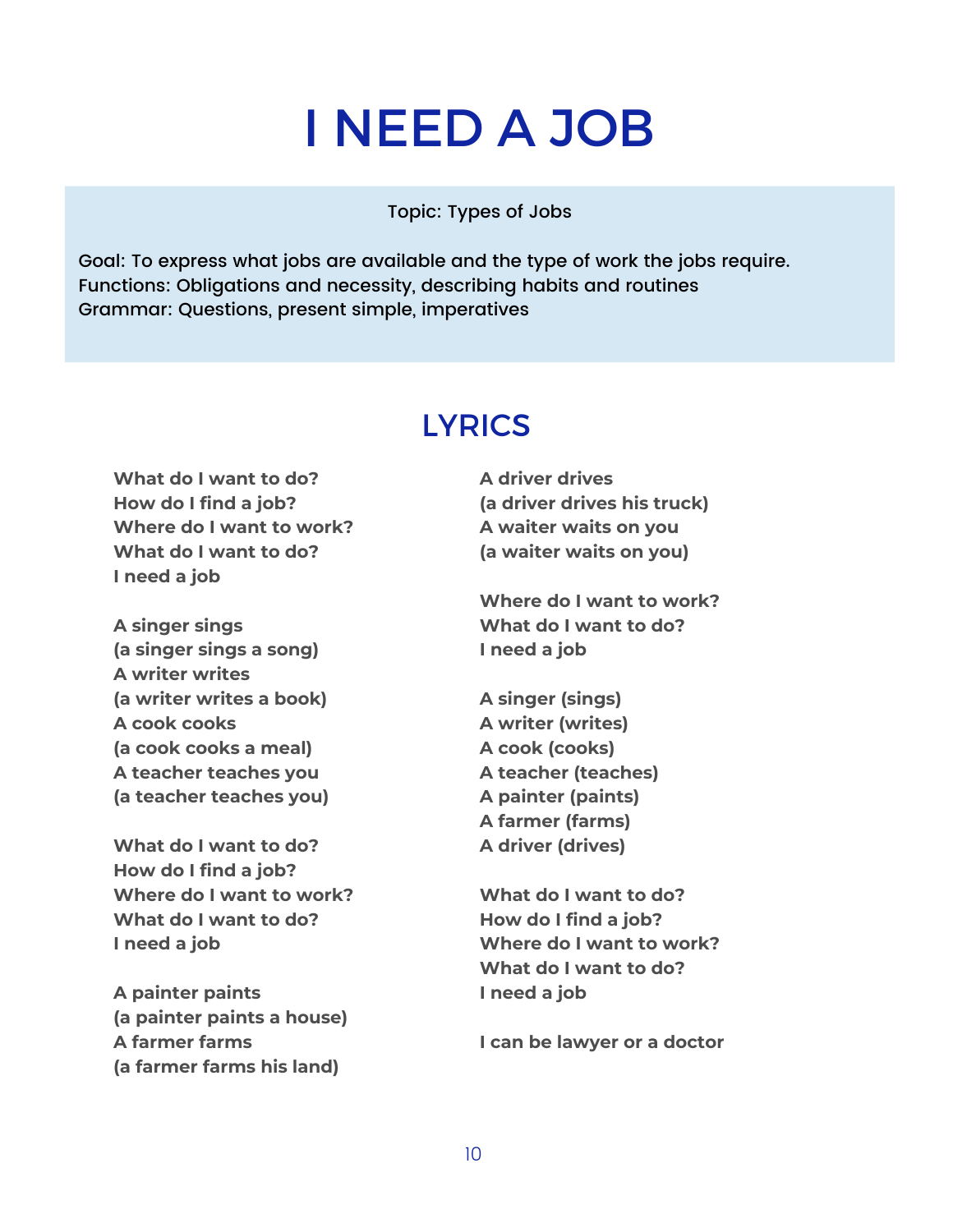# I NEED A JOB

Topic: Types of Jobs

Goal: To express what jobs are available and the type of work the jobs require.
Functions: Obligations and necessity, describing habits and routines
Grammar: Questions, present simple, imperatives

## LYRICS

**What do I want to do?**
**How do I find a job?**
**Where do I want to work?**
**What do I want to do?**
**I need a job**

**A singer sings**
**(a singer sings a song)**
**A writer writes**
**(a writer writes a book)**
**A cook cooks**
**(a cook cooks a meal)**
**A teacher teaches you**
**(a teacher teaches you)**

**What do I want to do?**
**How do I find a job?**
**Where do I want to work?**
**What do I want to do?**
**I need a job**

**A painter paints**
**(a painter paints a house)**
**A farmer farms**
**(a farmer farms his land)**
**A driver drives**
**(a driver drives his truck)**
**A waiter waits on you**
**(a waiter waits on you)**

**Where do I want to work?**
**What do I want to do?**
**I need a job**

**A singer (sings)**
**A writer (writes)**
**A cook (cooks)**
**A teacher (teaches)**
**A painter (paints)**
**A farmer (farms)**
**A driver (drives)**

**What do I want to do?**
**How do I find a job?**
**Where do I want to work?**
**What do I want to do?**
**I need a job**

**I can be lawyer or a doctor**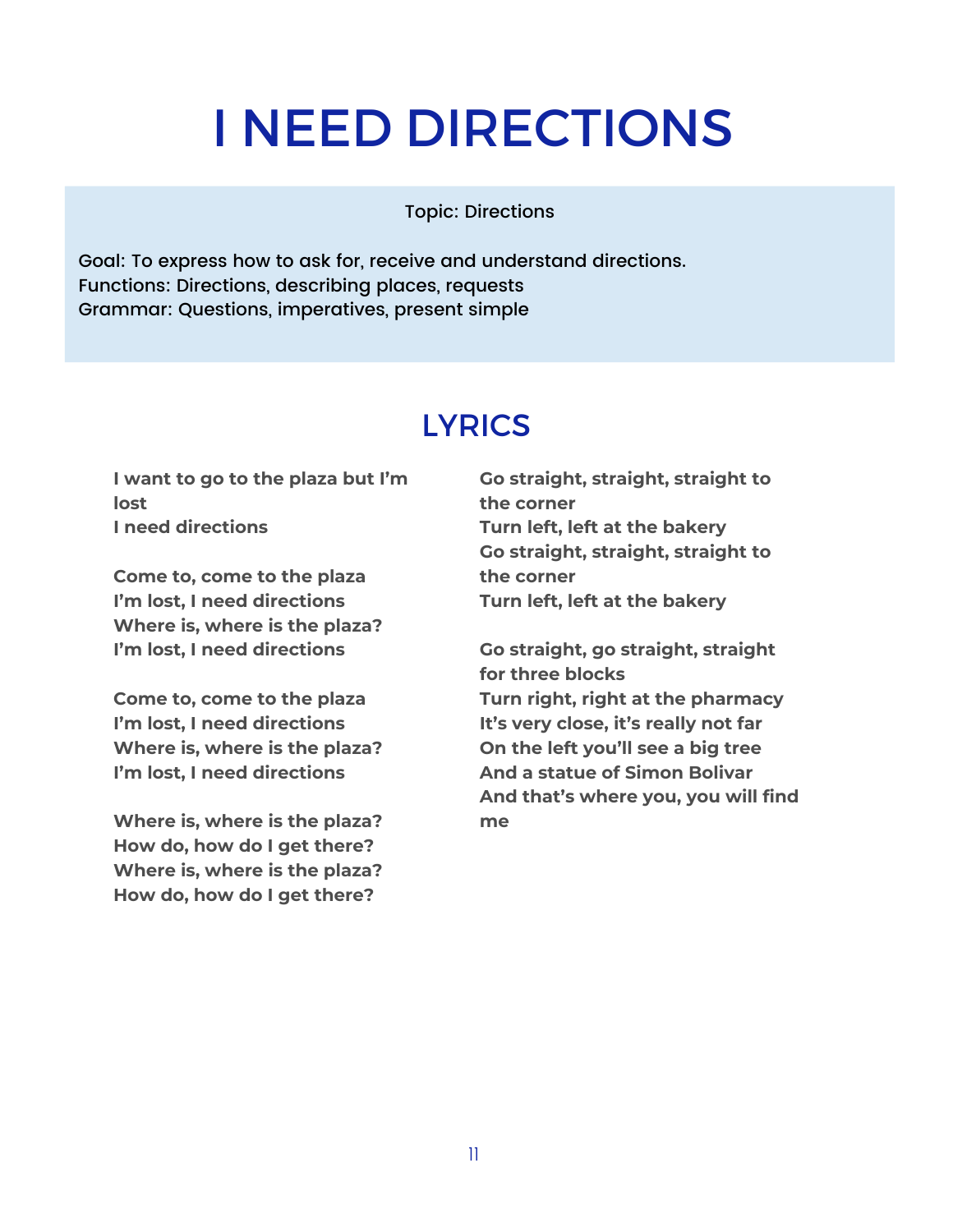# I NEED DIRECTIONS

Topic: Directions

Goal: To express how to ask for, receive and understand directions.
Functions: Directions, describing places, requests
Grammar: Questions, imperatives, present simple

## LYRICS

**I want to go to the plaza but I'm lost**
**I need directions**

**Come to, come to the plaza**
**I'm lost, I need directions**
**Where is, where is the plaza?**
**I'm lost, I need directions**

**Come to, come to the plaza**
**I'm lost, I need directions**
**Where is, where is the plaza?**
**I'm lost, I need directions**

**Where is, where is the plaza?**
**How do, how do I get there?**
**Where is, where is the plaza?**
**How do, how do I get there?**

**Go straight, straight, straight to the corner**
**Turn left, left at the bakery**
**Go straight, straight, straight to the corner**
**Turn left, left at the bakery**

**Go straight, go straight, straight for three blocks**
**Turn right, right at the pharmacy**
**It's very close, it's really not far**
**On the left you'll see a big tree**
**And a statue of Simon Bolivar**
**And that's where you, you will find me**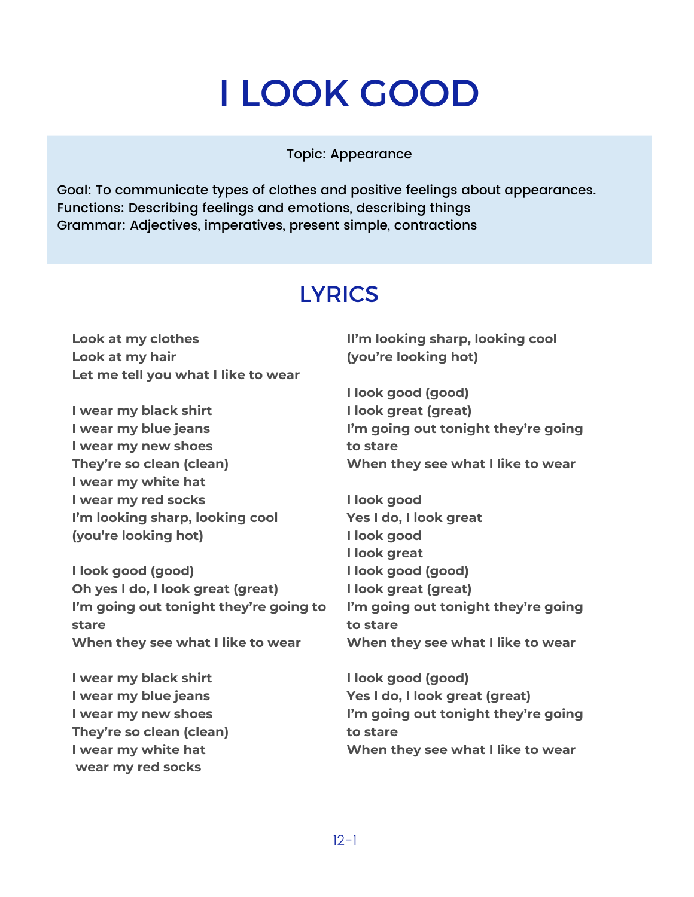# I LOOK GOOD

Topic: Appearance

Goal: To communicate types of clothes and positive feelings about appearances.
Functions: Describing feelings and emotions, describing things
Grammar: Adjectives, imperatives, present simple, contractions

## LYRICS

**Look at my clothes**
**Look at my hair**
**Let me tell you what I like to wear**

**I wear my black shirt**
**I wear my blue jeans**
**I wear my new shoes**
**They're so clean (clean)**
**I wear my white hat**
**I wear my red socks**
**I'm looking sharp, looking cool**
**(you're looking hot)**

**I look good (good)**
**Oh yes I do, I look great (great)**
**I'm going out tonight they're going to stare**
**When they see what I like to wear**

**I wear my black shirt**
**I wear my blue jeans**
**I wear my new shoes**
**They're so clean (clean)**
**I wear my white hat**
**wear my red socks**
**II'm looking sharp, looking cool**
**(you're looking hot)**

**I look good (good)**
**I look great (great)**
**I'm going out tonight they're going to stare**
**When they see what I like to wear**

**I look good**
**Yes I do, I look great**
**I look good**
**I look great**
**I look good (good)**
**I look great (great)**
**I'm going out tonight they're going to stare**
**When they see what I like to wear**

**I look good (good)**
**Yes I do, I look great (great)**
**I'm going out tonight they're going to stare**
**When they see what I like to wear**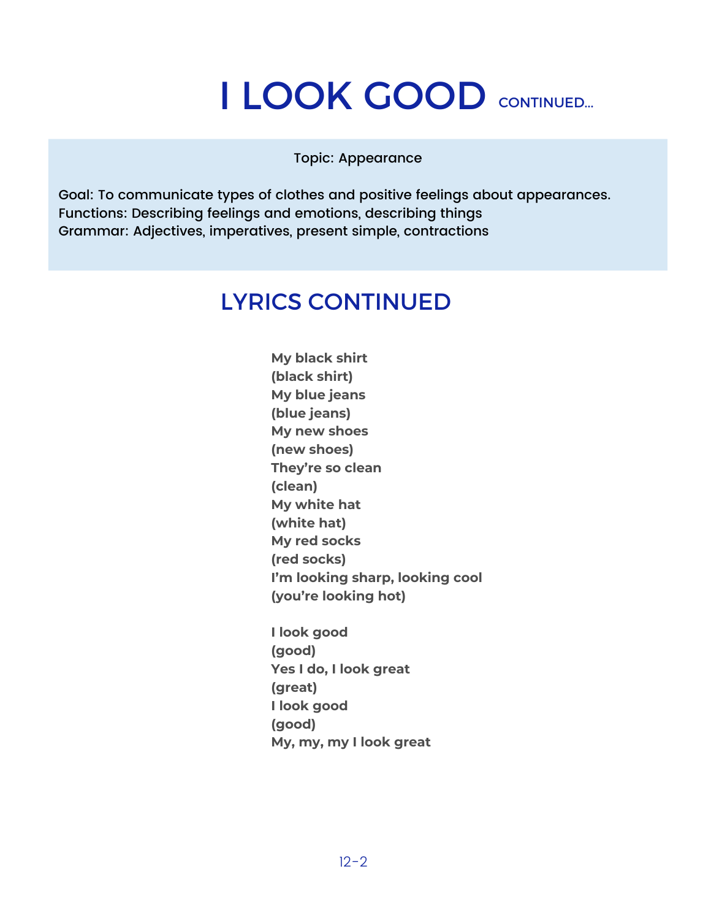# I LOOK GOOD CONTINUED...

Topic: Appearance

Goal: To communicate types of clothes and positive feelings about appearances.
Functions: Describing feelings and emotions, describing things
Grammar: Adjectives, imperatives, present simple, contractions

## LYRICS CONTINUED

**My black shirt**
**(black shirt)**
**My blue jeans**
**(blue jeans)**
**My new shoes**
**(new shoes)**
**They're so clean**
**(clean)**
**My white hat**
**(white hat)**
**My red socks**
**(red socks)**
**I'm looking sharp, looking cool**
**(you're looking hot)**

**I look good**
**(good)**
**Yes I do, I look great**
**(great)**
**I look good**
**(good)**
**My, my, my I look great**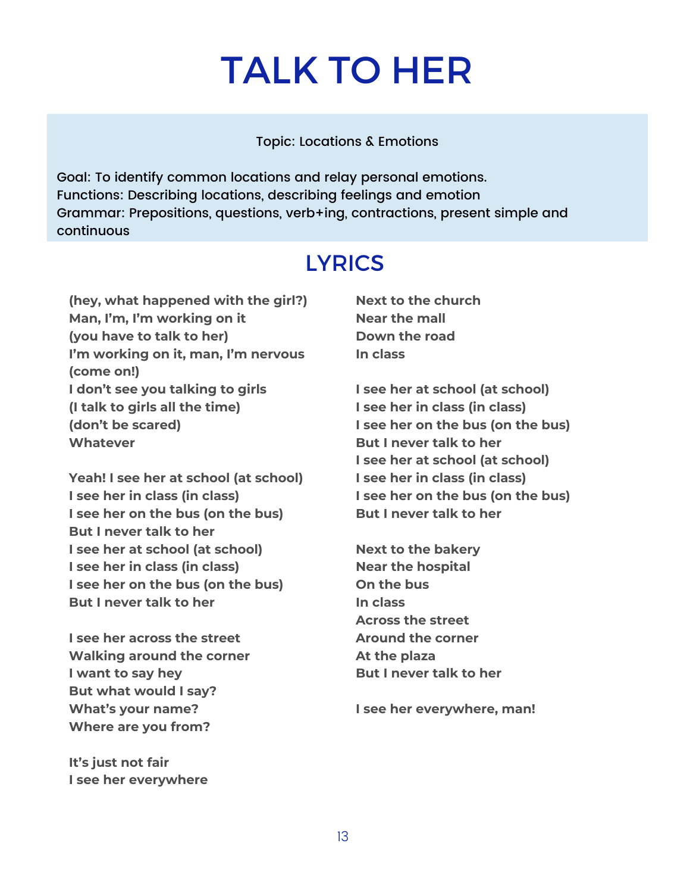# TALK TO HER

Topic: Locations & Emotions

Goal: To identify common locations and relay personal emotions.
Functions: Describing locations, describing feelings and emotion
Grammar: Prepositions, questions, verb+ing, contractions, present simple and continuous

## LYRICS

**(hey, what happened with the girl?)**
**Man, I'm, I'm working on it**
**(you have to talk to her)**
**I'm working on it, man, I'm nervous**
**(come on!)**
**I don't see you talking to girls**
**(I talk to girls all the time)**
**(don't be scared)**
**Whatever**

**Yeah! I see her at school (at school)**
**I see her in class (in class)**
**I see her on the bus (on the bus)**
**But I never talk to her**
**I see her at school (at school)**
**I see her in class (in class)**
**I see her on the bus (on the bus)**
**But I never talk to her**

**I see her across the street**
**Walking around the corner**
**I want to say hey**
**But what would I say?**
**What's your name?**
**Where are you from?**

**It's just not fair**
**I see her everywhere**

**Next to the church**
**Near the mall**
**Down the road**
**In class**

**I see her at school (at school)**
**I see her in class (in class)**
**I see her on the bus (on the bus)**
**But I never talk to her**
**I see her at school (at school)**
**I see her in class (in class)**
**I see her on the bus (on the bus)**
**But I never talk to her**

**Next to the bakery**
**Near the hospital**
**On the bus**
**In class**
**Across the street**
**Around the corner**
**At the plaza**
**But I never talk to her**

**I see her everywhere, man!**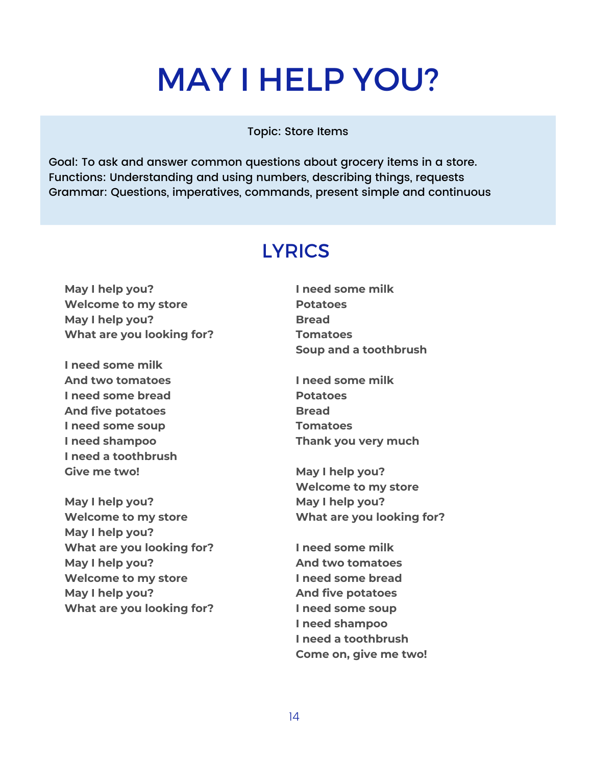# MAY I HELP YOU?

Topic: Store Items

Goal: To ask and answer common questions about grocery items in a store.
Functions: Understanding and using numbers, describing things, requests
Grammar: Questions, imperatives, commands, present simple and continuous

## LYRICS

**May I help you?**
**Welcome to my store**
**May I help you?**
**What are you looking for?**

**I need some milk**
**And two tomatoes**
**I need some bread**
**And five potatoes**
**I need some soup**
**I need shampoo**
**I need a toothbrush**
**Give me two!**

**May I help you?**
**Welcome to my store**
**May I help you?**
**What are you looking for?**
**May I help you?**
**Welcome to my store**
**May I help you?**
**What are you looking for?**

**I need some milk**
**Potatoes**
**Bread**
**Tomatoes**
**Soup and a toothbrush**

**I need some milk**
**Potatoes**
**Bread**
**Tomatoes**
**Thank you very much**

**May I help you?**
**Welcome to my store**
**May I help you?**
**What are you looking for?**

**I need some milk**
**And two tomatoes**
**I need some bread**
**And five potatoes**
**I need some soup**
**I need shampoo**
**I need a toothbrush**
**Come on, give me two!**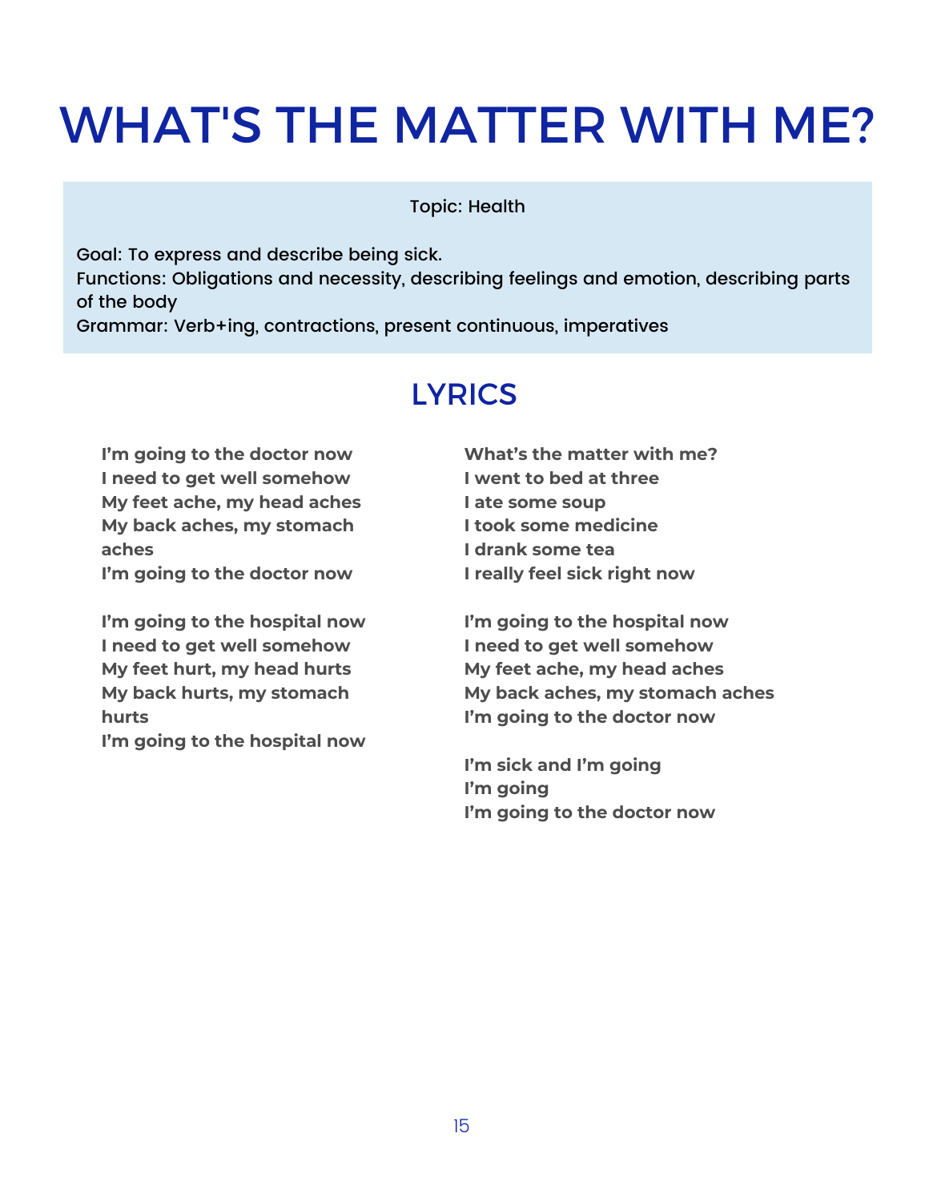# WHAT'S THE MATTER WITH ME?

Topic: Health

Goal: To express and describe being sick.
Functions: Obligations and necessity, describing feelings and emotion, describing parts of the body
Grammar: Verb+ing, contractions, present continuous, imperatives

## LYRICS

**I'm going to the doctor now**
**I need to get well somehow**
**My feet ache, my head aches**
**My back aches, my stomach aches**
**I'm going to the doctor now**

**I'm going to the hospital now**
**I need to get well somehow**
**My feet hurt, my head hurts**
**My back hurts, my stomach hurts**
**I'm going to the hospital now**

**What's the matter with me?**
**I went to bed at three**
**I ate some soup**
**I took some medicine**
**I drank some tea**
**I really feel sick right now**

**I'm going to the hospital now**
**I need to get well somehow**
**My feet ache, my head aches**
**My back aches, my stomach aches**
**I'm going to the doctor now**

**I'm sick and I'm going**
**I'm going**
**I'm going to the doctor now**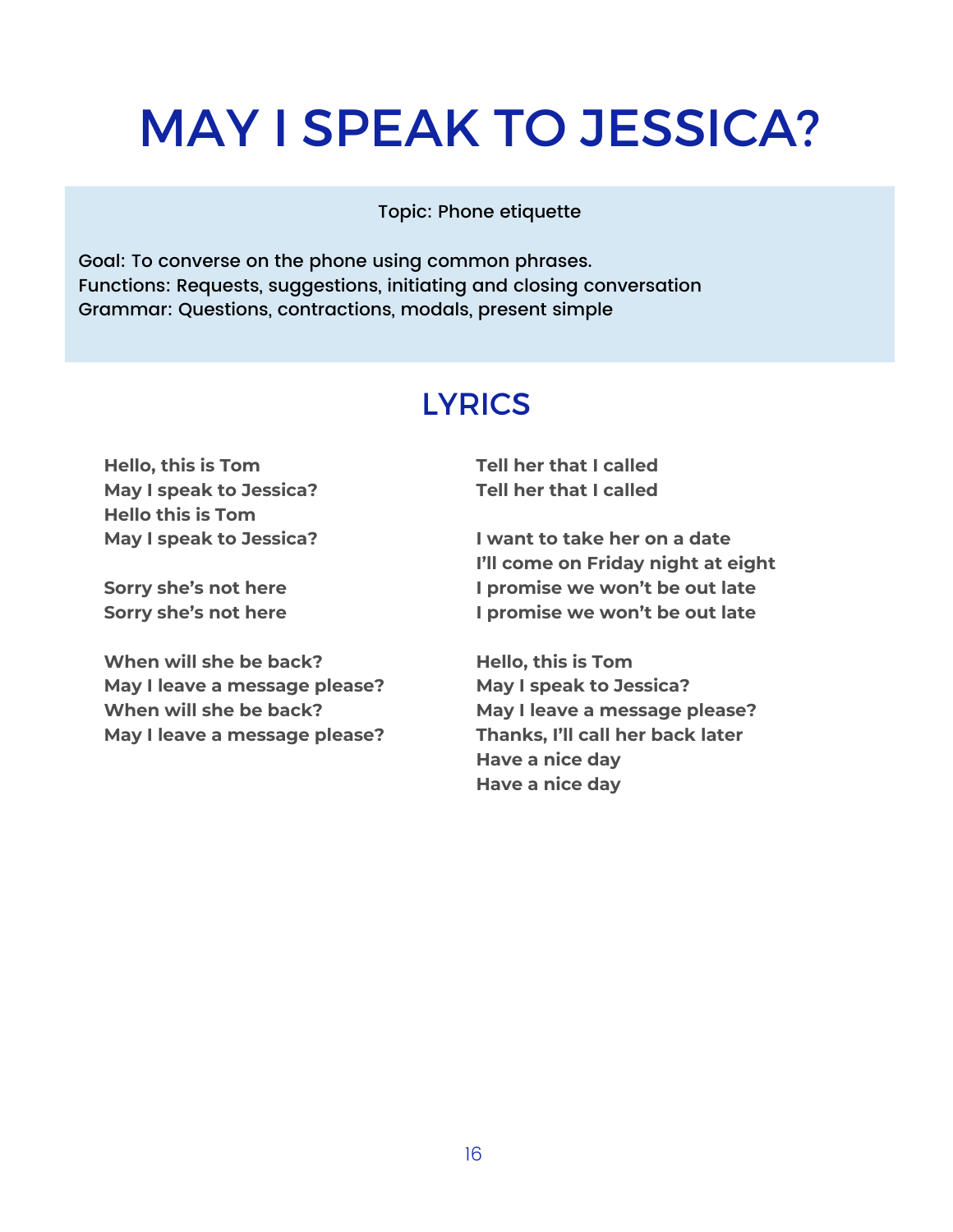# MAY I SPEAK TO JESSICA?

Topic: Phone etiquette

Goal: To converse on the phone using common phrases.
Functions: Requests, suggestions, initiating and closing conversation
Grammar: Questions, contractions, modals, present simple

## LYRICS

**Hello, this is Tom**
**May I speak to Jessica?**
**Hello this is Tom**
**May I speak to Jessica?**

**Sorry she's not here**
**Sorry she's not here**

**When will she be back?**
**May I leave a message please?**
**When will she be back?**
**May I leave a message please?**

**Tell her that I called**
**Tell her that I called**

**I want to take her on a date**
**I'll come on Friday night at eight**
**I promise we won't be out late**
**I promise we won't be out late**

**Hello, this is Tom**
**May I speak to Jessica?**
**May I leave a message please?**
**Thanks, I'll call her back later**
**Have a nice day**
**Have a nice day**